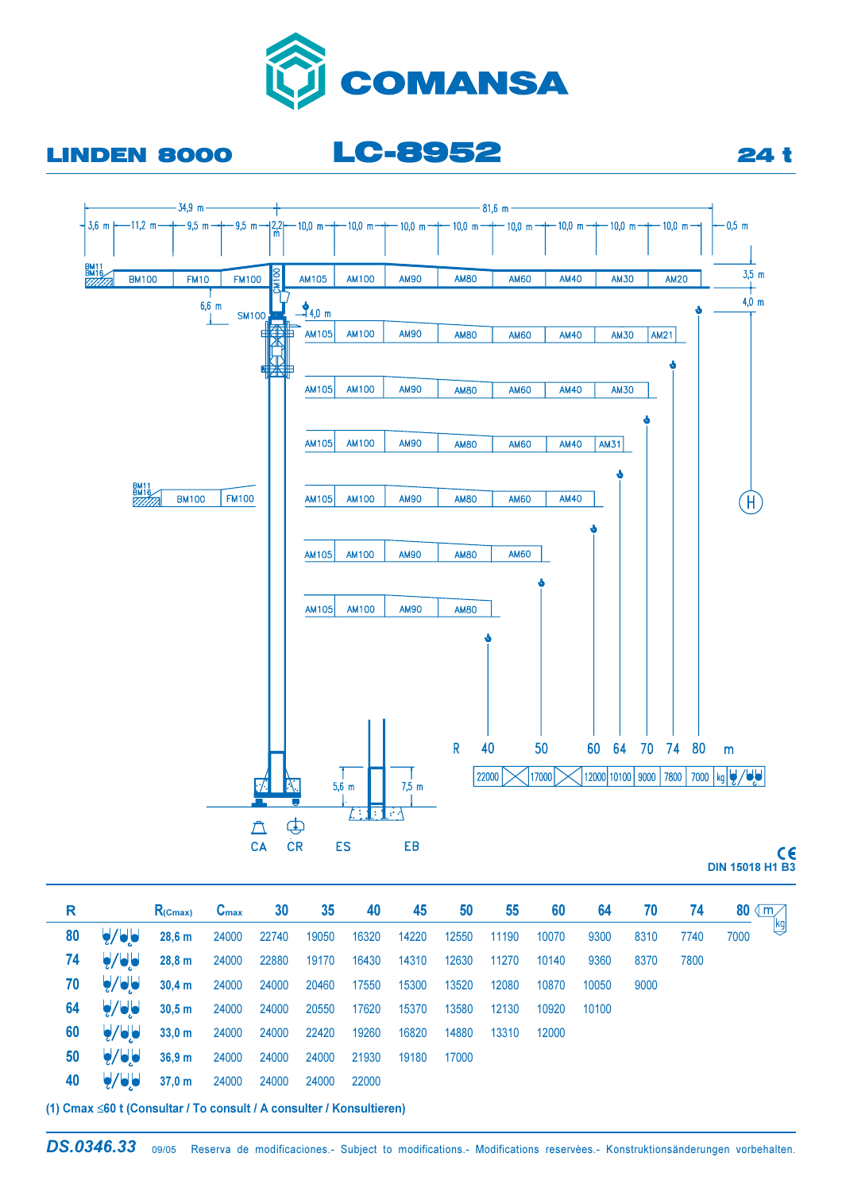# COMANSA

**LINDEN 8000** — **LC-8952** — **24 t**

34,9 m — 81,6 m

3,6 m — 11,2 m — 9,5 m — 9,5 m — 2,2 m — 10,0 m — 10,0 m — 10,0 m — 10,0 m — 10,0 m — 10,0 m — 10,0 m — 10,0 m — 0,5 m

BM11 BM16 | BM100 | FM10 | FM100 | CM100 | AM105 | AM100 | AM90 | AM80 | AM60 | AM40 | AM30 | AM20

6,6 m — SM100 — 4,0 m — 3,5 m — 4,0 m — H

AM105 | AM100 | AM90 | AM80 | AM60 | AM40 | AM30 | AM21

AM105 | AM100 | AM90 | AM80 | AM60 | AM40 | AM30

AM105 | AM100 | AM90 | AM80 | AM60 | AM40 | AM31

BM11 BM16 | BM100 | FM100

AM105 | AM100 | AM90 | AM80 | AM60 | AM40

AM105 | AM100 | AM90 | AM80 | AM60

AM105 | AM100 | AM90 | AM80

| R | 40 | | 50 | | 60 | 64 | 70 | 74 | 80 | m |
|---|---|---|---|---|---|---|---|---|---|---|
| | 22000 | | 17000 | | 12000 | 10100 | 9000 | 7800 | 7000 | kg |

5,6 m — 7,5 m

CA — CR — ES — EB

CE
DIN 15018 H1 B3

| R | | R(Cmax) | Cmax | 30 | 35 | 40 | 45 | 50 | 55 | 60 | 64 | 70 | 74 | 80 |
|---|---|---|---|---|---|---|---|---|---|---|---|---|---|---|
| 80 | | 28,6 m | 24000 | 22740 | 19050 | 16320 | 14220 | 12550 | 11190 | 10070 | 9300 | 8310 | 7740 | 7000 |
| 74 | | 28,8 m | 24000 | 22880 | 19170 | 16430 | 14310 | 12630 | 11270 | 10140 | 9360 | 8370 | 7800 | |
| 70 | | 30,4 m | 24000 | 24000 | 20460 | 17550 | 15300 | 13520 | 12080 | 10870 | 10050 | 9000 | | |
| 64 | | 30,5 m | 24000 | 24000 | 20550 | 17620 | 15370 | 13580 | 12130 | 10920 | 10100 | | | |
| 60 | | 33,0 m | 24000 | 24000 | 22420 | 19260 | 16820 | 14880 | 13310 | 12000 | | | | |
| 50 | | 36,9 m | 24000 | 24000 | 24000 | 21930 | 19180 | 17000 | | | | | | |
| 40 | | 37,0 m | 24000 | 24000 | 24000 | 22000 | | | | | | | | |

(1) Cmax ≤60 t (Consultar / To consult / A consulter / Konsultieren)

**DS.0346.33** 09/05 Reserva de modificaciones.- Subject to modifications.- Modifications reservèes.- Konstruktionsänderungen vorbehalten.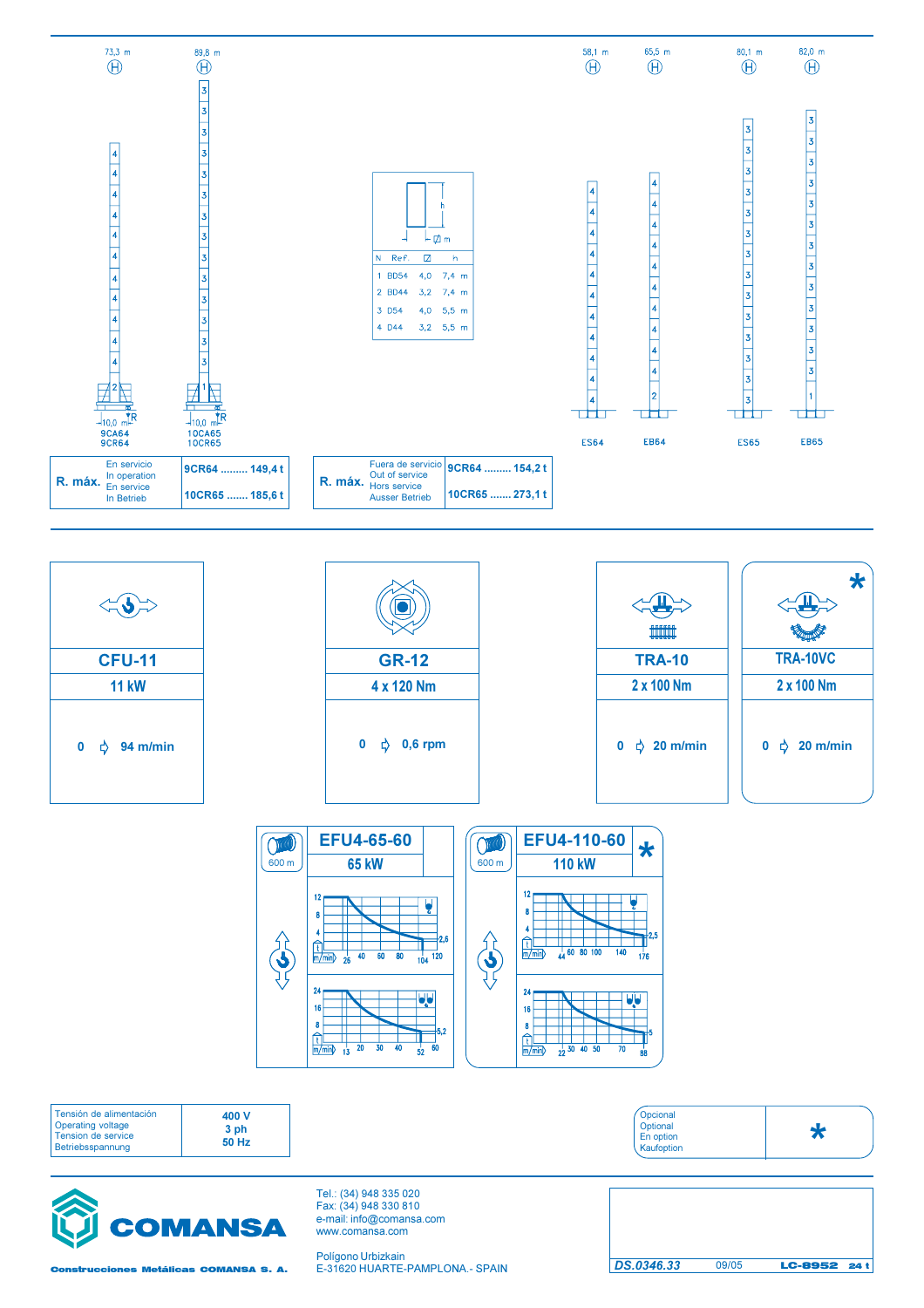73,3 m
89,8 m

9CA64
9CR64

10CA65
10CR65

| N | Ref. | ⊠ | h |
|---|---|---|---|
| 1 | BD54 | 4,0 | 7,4 m |
| 2 | BD44 | 3,2 | 7,4 m |
| 3 | D54 | 4,0 | 5,5 m |
| 4 | D44 | 3,2 | 5,5 m |

58,1 m
65,5 m
80,1 m
82,0 m

ES64
EB64
ES65
EB65

| R. máx. | En servicio / In operation / En service / In Betrieb | 9CR64 ......... 149,4 t |
|---|---|---|
| | | 10CR65 ....... 185,6 t |

| R. máx. | Fuera de servicio / Out of service / Hors service / Ausser Betrieb | 9CR64 ......... 154,2 t |
|---|---|---|
| | | 10CR65 ....... 273,1 t |

**CFU-11**
11 kW
0 ⇨ 94 m/min

**GR-12**
4 x 120 Nm
0 ⇨ 0,6 rpm

**TRA-10**
2 x 100 Nm
0 ⇨ 20 m/min

**TRA-10VC** *
2 x 100 Nm
0 ⇨ 20 m/min

**EFU4-65-60**
65 kW
600 m

12
8
4
2,6
t
m/min
26 40 60 80 104 120

24
16
8
5,2
t
m/min
13 20 30 40 52 60

**EFU4-110-60** *
110 kW
600 m

12
8
4
2,5
t
m/min
44 60 80 100 140 176

24
16
8
5
t
m/min
22 30 40 50 70 88

| Tensión de alimentación / Operating voltage / Tension de service / Betriebsspannung | 400 V / 3 ph / 50 Hz |
|---|---|

| Opcional / Optional / En option / Kaufoption | * |
|---|---|

COMANSA
Construcciones Metálicas COMANSA S. A.

Tel.: (34) 948 335 020
Fax: (34) 948 330 810
e-mail: info@comansa.com
www.comansa.com

Polígono Urbizkain
E-31620 HUARTE-PAMPLONA.- SPAIN

DS.0346.33 09/05 LC-8952 24 t